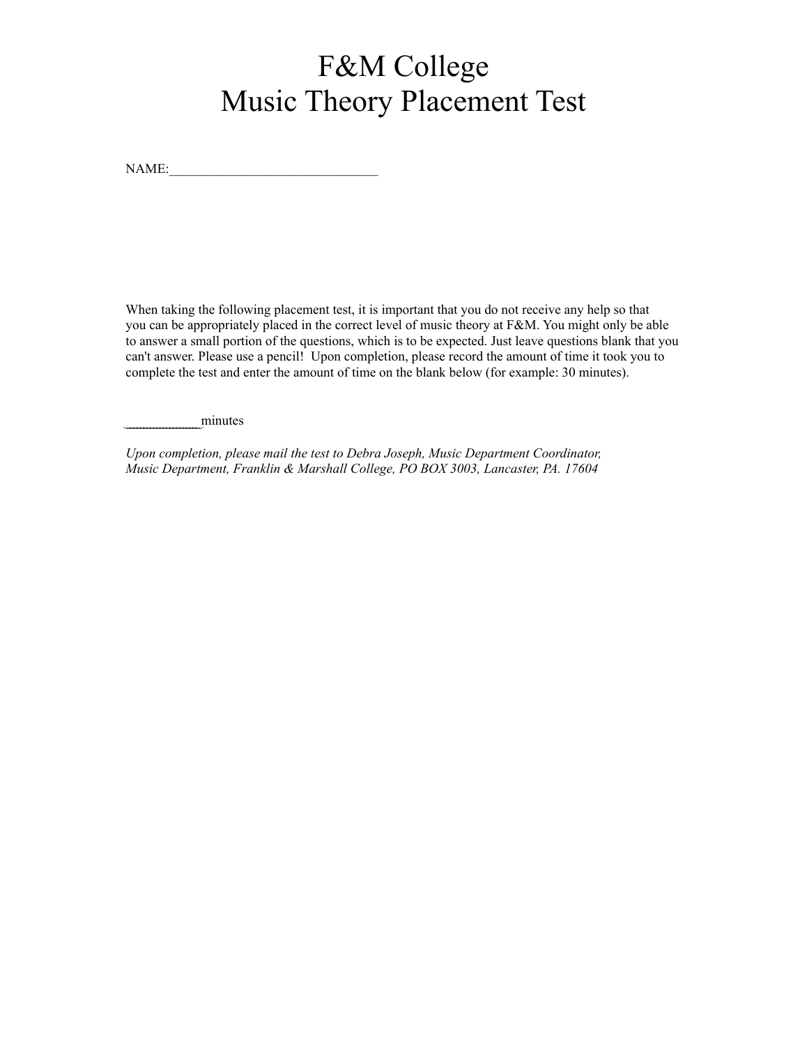# F&M College
# Music Theory Placement Test

NAME:_______________________________

When taking the following placement test, it is important that you do not receive any help so that you can be appropriately placed in the correct level of music theory at F&M. You might only be able to answer a small portion of the questions, which is to be expected. Just leave questions blank that you can't answer. Please use a pencil! Upon completion, please record the amount of time it took you to complete the test and enter the amount of time on the blank below (for example: 30 minutes).

____________minutes

*Upon completion, please mail the test to Debra Joseph, Music Department Coordinator, Music Department, Franklin & Marshall College, PO BOX 3003, Lancaster, PA. 17604*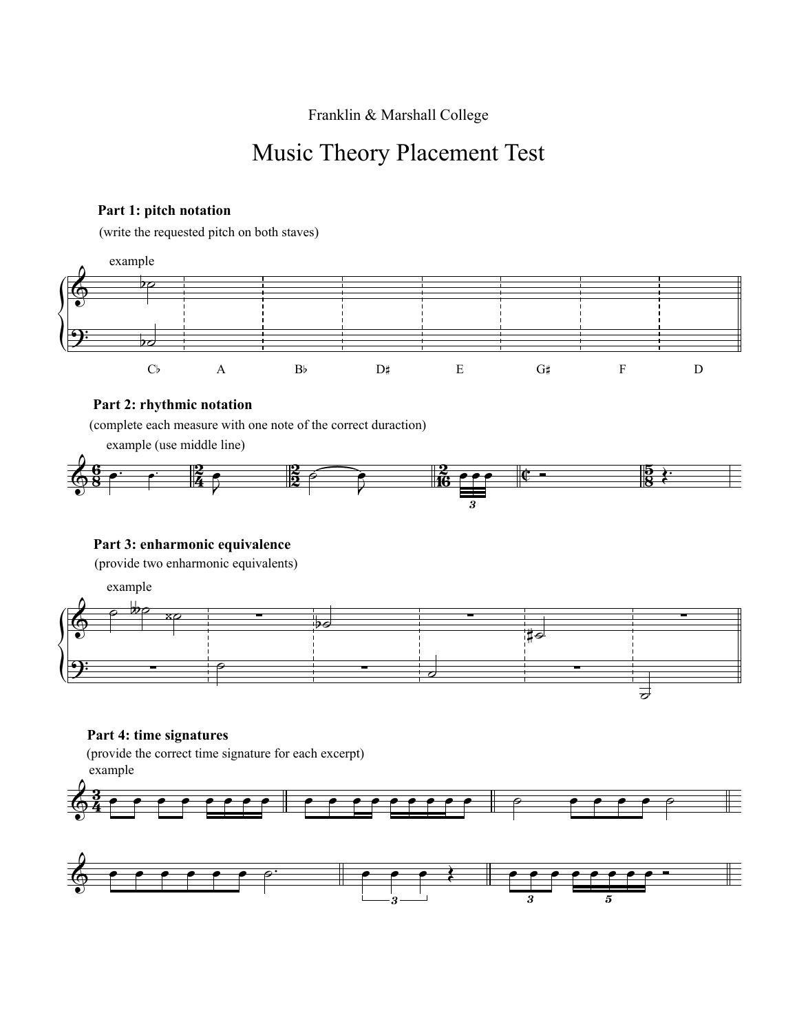Franklin & Marshall College

# Music Theory Placement Test

### Part 1: pitch notation

(write the requested pitch on both staves)

example

C♭ A B♭ D♯ E G♯ F D

### Part 2: rhythmic notation

(complete each measure with one note of the correct duraction)

example (use middle line)

### Part 3: enharmonic equivalence

(provide two enharmonic equivalents)

example

### Part 4: time signatures

(provide the correct time signature for each excerpt)

example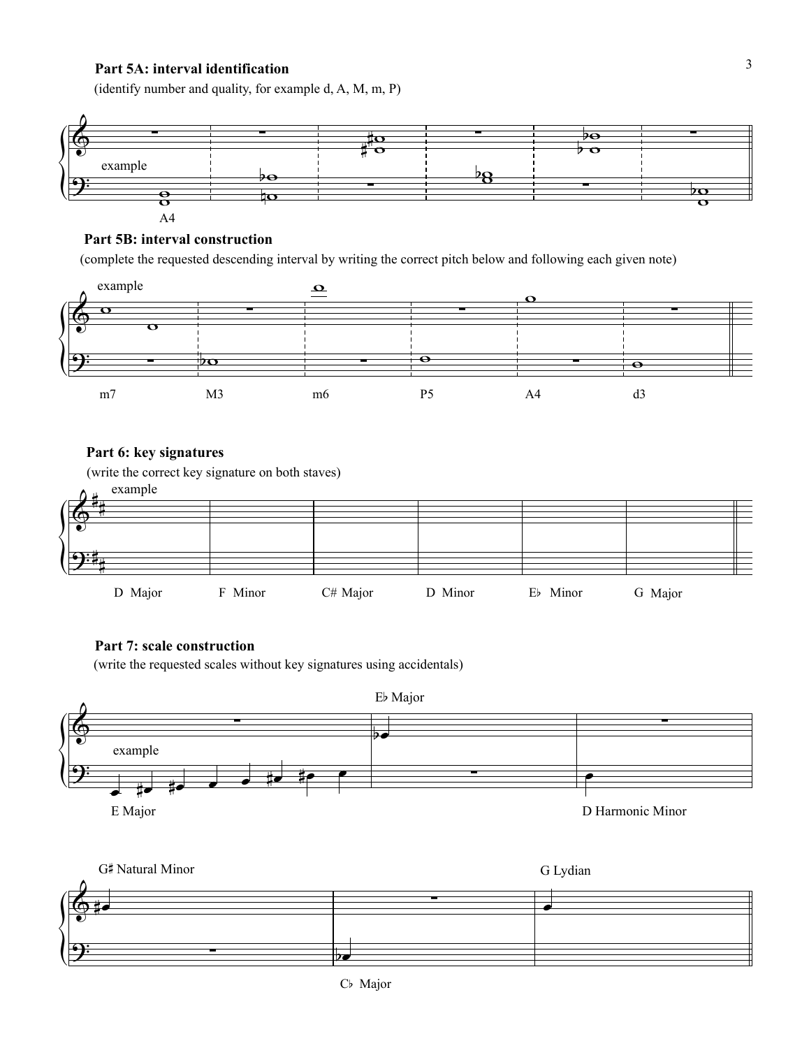### Part 5A: interval identification

(identify number and quality, for example d, A, M, m, P)

example

A4

### Part 5B: interval construction

(complete the requested descending interval by writing the correct pitch below and following each given note)

example

m7 M3 m6 P5 A4 d3

### Part 6: key signatures

(write the correct key signature on both staves)

example

D Major F Minor C# Major D Minor E♭ Minor G Major

### Part 7: scale construction

(write the requested scales without key signatures using accidentals)

example

E Major

E♭ Major

D Harmonic Minor

G♯ Natural Minor

C♭ Major

G Lydian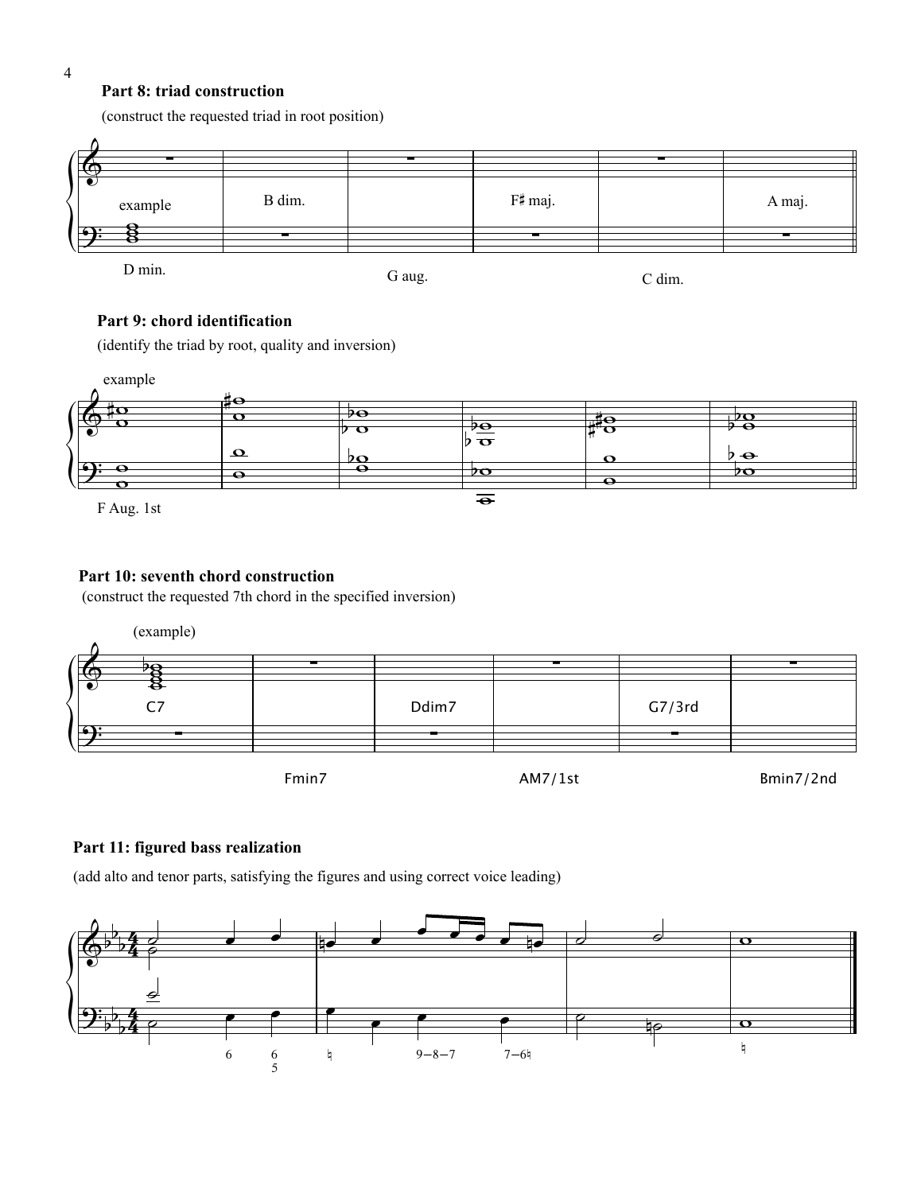**Part 8: triad construction**

(construct the requested triad in root position)

example

D min.

B dim.

G aug.

F♯ maj.

C dim.

A maj.

**Part 9: chord identification**

(identify the triad by root, quality and inversion)

example

F Aug. 1st

**Part 10: seventh chord construction**

(construct the requested 7th chord in the specified inversion)

(example)

C7

Fmin7

Ddim7

AM7/1st

G7/3rd

Bmin7/2nd

**Part 11: figured bass realization**

(add alto and tenor parts, satisfying the figures and using correct voice leading)

6 &nbsp; 6/5 &nbsp; ♮ &nbsp; 9–8–7 &nbsp; 7–6♮ &nbsp; ♮